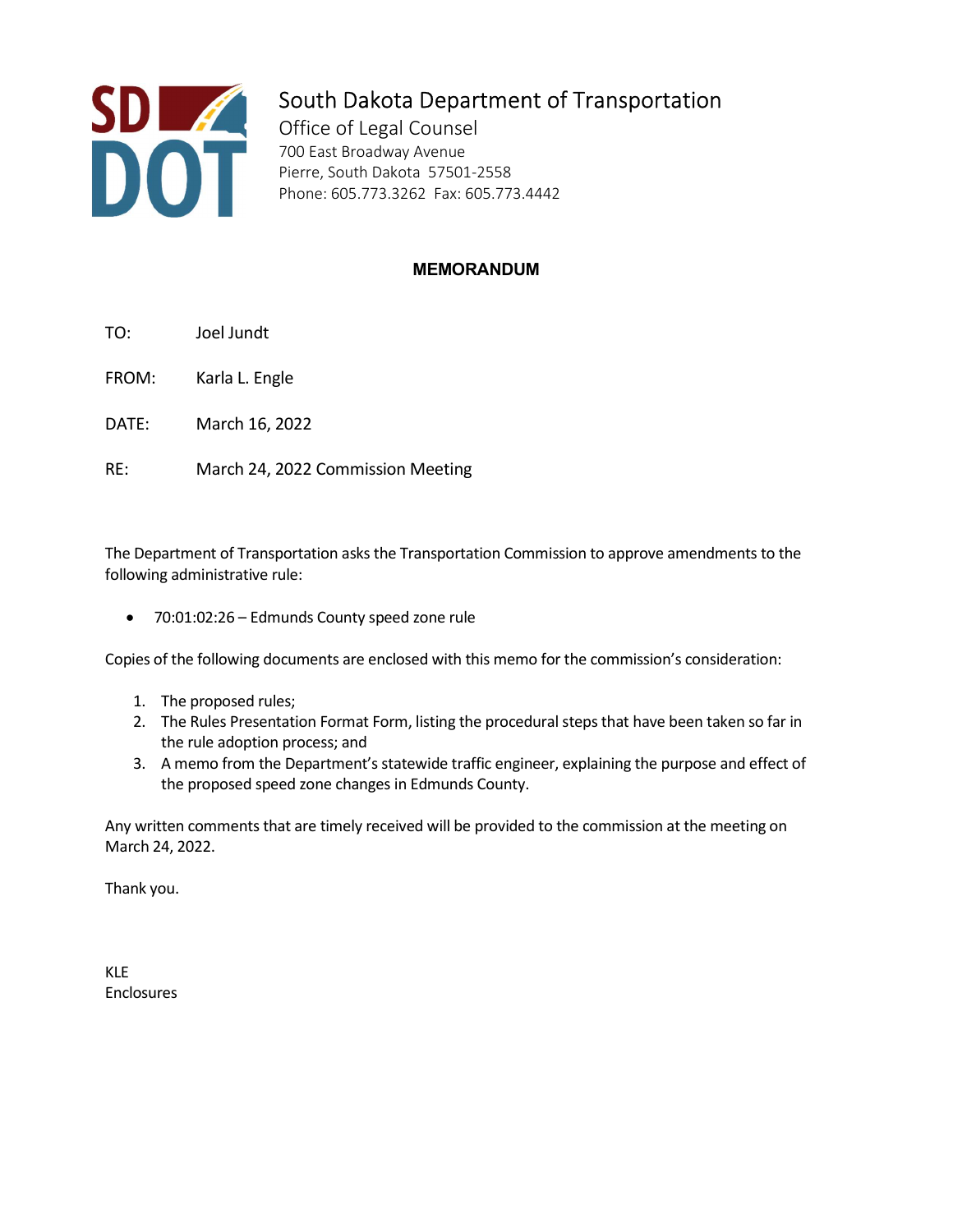South Dakota Department of Transportation
Office of Legal Counsel
700 East Broadway Avenue
Pierre, South Dakota 57501-2558
Phone: 605.773.3262 Fax: 605.773.4442

## MEMORANDUM

TO: Joel Jundt

FROM: Karla L. Engle

DATE: March 16, 2022

RE: March 24, 2022 Commission Meeting

The Department of Transportation asks the Transportation Commission to approve amendments to the following administrative rule:

- 70:01:02:26 – Edmunds County speed zone rule

Copies of the following documents are enclosed with this memo for the commission's consideration:

1. The proposed rules;
2. The Rules Presentation Format Form, listing the procedural steps that have been taken so far in the rule adoption process; and
3. A memo from the Department's statewide traffic engineer, explaining the purpose and effect of the proposed speed zone changes in Edmunds County.

Any written comments that are timely received will be provided to the commission at the meeting on March 24, 2022.

Thank you.

KLE
Enclosures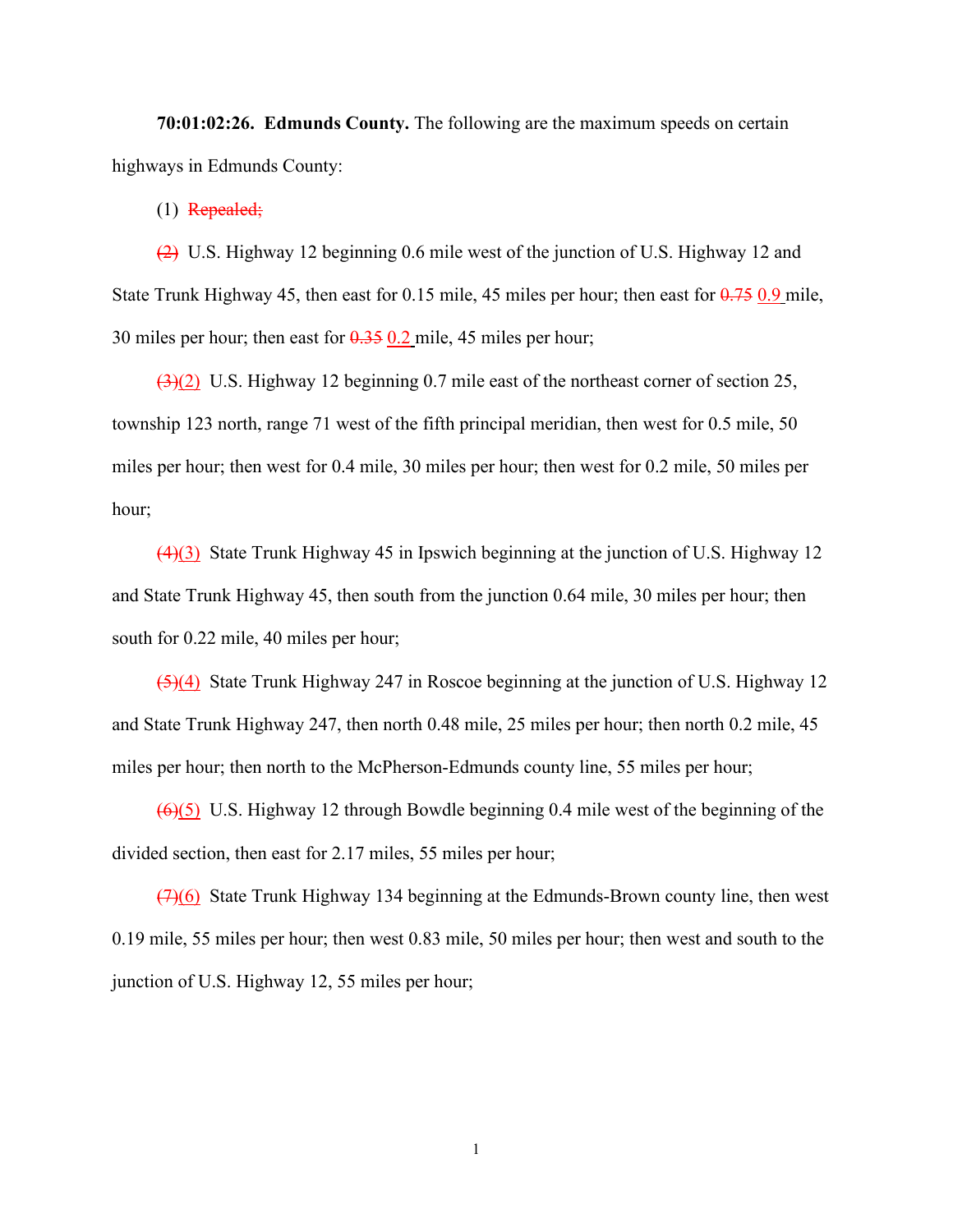**70:01:02:26. Edmunds County.** The following are the maximum speeds on certain highways in Edmunds County:

(1) ~~Repealed;~~

~~(2)~~ U.S. Highway 12 beginning 0.6 mile west of the junction of U.S. Highway 12 and State Trunk Highway 45, then east for 0.15 mile, 45 miles per hour; then east for ~~0.75~~ 0.9 mile, 30 miles per hour; then east for ~~0.35~~ 0.2 mile, 45 miles per hour;

~~(3)~~(2) U.S. Highway 12 beginning 0.7 mile east of the northeast corner of section 25, township 123 north, range 71 west of the fifth principal meridian, then west for 0.5 mile, 50 miles per hour; then west for 0.4 mile, 30 miles per hour; then west for 0.2 mile, 50 miles per hour;

~~(4)~~(3) State Trunk Highway 45 in Ipswich beginning at the junction of U.S. Highway 12 and State Trunk Highway 45, then south from the junction 0.64 mile, 30 miles per hour; then south for 0.22 mile, 40 miles per hour;

~~(5)~~(4) State Trunk Highway 247 in Roscoe beginning at the junction of U.S. Highway 12 and State Trunk Highway 247, then north 0.48 mile, 25 miles per hour; then north 0.2 mile, 45 miles per hour; then north to the McPherson-Edmunds county line, 55 miles per hour;

~~(6)~~(5) U.S. Highway 12 through Bowdle beginning 0.4 mile west of the beginning of the divided section, then east for 2.17 miles, 55 miles per hour;

~~(7)~~(6) State Trunk Highway 134 beginning at the Edmunds-Brown county line, then west 0.19 mile, 55 miles per hour; then west 0.83 mile, 50 miles per hour; then west and south to the junction of U.S. Highway 12, 55 miles per hour;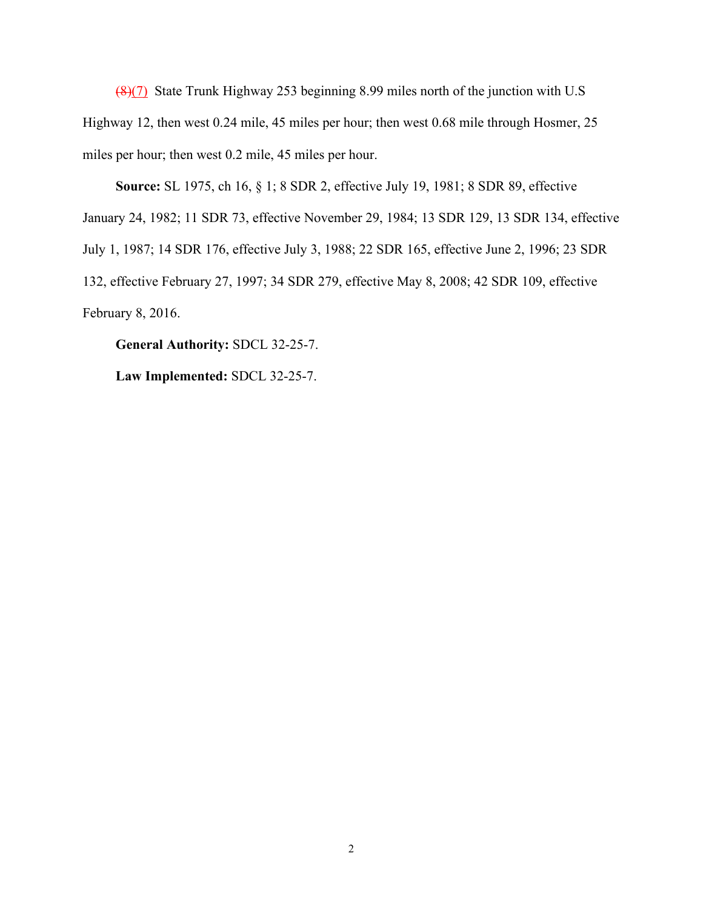~~(8)~~(7) State Trunk Highway 253 beginning 8.99 miles north of the junction with U.S Highway 12, then west 0.24 mile, 45 miles per hour; then west 0.68 mile through Hosmer, 25 miles per hour; then west 0.2 mile, 45 miles per hour.

**Source:** SL 1975, ch 16, § 1; 8 SDR 2, effective July 19, 1981; 8 SDR 89, effective January 24, 1982; 11 SDR 73, effective November 29, 1984; 13 SDR 129, 13 SDR 134, effective July 1, 1987; 14 SDR 176, effective July 3, 1988; 22 SDR 165, effective June 2, 1996; 23 SDR 132, effective February 27, 1997; 34 SDR 279, effective May 8, 2008; 42 SDR 109, effective February 8, 2016.

**General Authority:** SDCL 32-25-7.

**Law Implemented:** SDCL 32-25-7.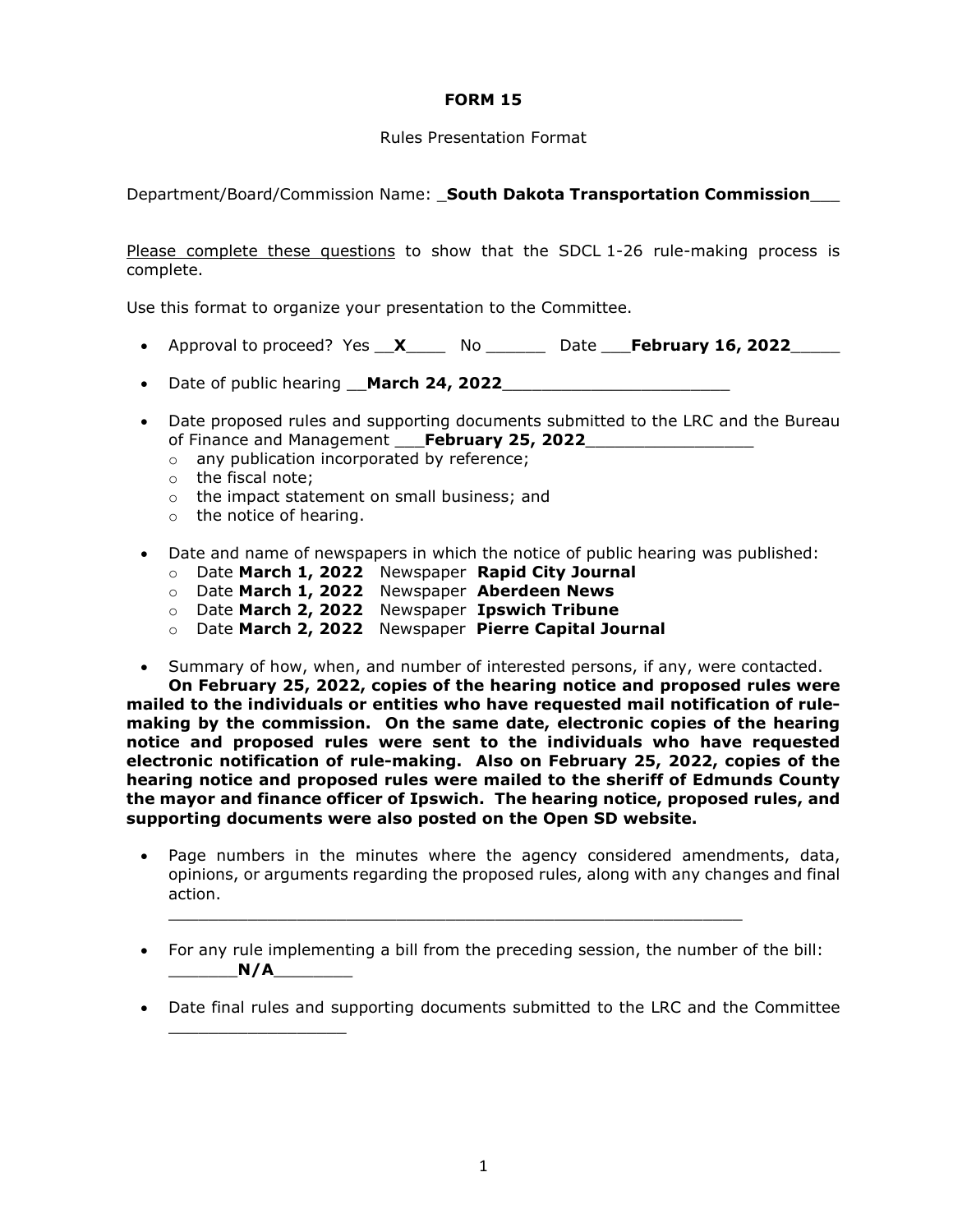**FORM 15**

Rules Presentation Format

Department/Board/Commission Name: _**South Dakota Transportation Commission**___

Please complete these questions to show that the SDCL 1-26 rule-making process is complete.

Use this format to organize your presentation to the Committee.

- Approval to proceed? Yes __**X**____ No ______ Date ___**February 16, 2022**_____

- Date of public hearing __**March 24, 2022**_______________________

- Date proposed rules and supporting documents submitted to the LRC and the Bureau of Finance and Management ___**February 25, 2022**________________
  - any publication incorporated by reference;
  - the fiscal note;
  - the impact statement on small business; and
  - the notice of hearing.

- Date and name of newspapers in which the notice of public hearing was published:
  - Date **March 1, 2022** Newspaper **Rapid City Journal**
  - Date **March 1, 2022** Newspaper **Aberdeen News**
  - Date **March 2, 2022** Newspaper **Ipswich Tribune**
  - Date **March 2, 2022** Newspaper **Pierre Capital Journal**

- Summary of how, when, and number of interested persons, if any, were contacted.

**On February 25, 2022, copies of the hearing notice and proposed rules were mailed to the individuals or entities who have requested mail notification of rule-making by the commission. On the same date, electronic copies of the hearing notice and proposed rules were sent to the individuals who have requested electronic notification of rule-making. Also on February 25, 2022, copies of the hearing notice and proposed rules were mailed to the sheriff of Edmunds County the mayor and finance officer of Ipswich. The hearing notice, proposed rules, and supporting documents were also posted on the Open SD website.**

- Page numbers in the minutes where the agency considered amendments, data, opinions, or arguments regarding the proposed rules, along with any changes and final action.

  ___________________________________________________________

- For any rule implementing a bill from the preceding session, the number of the bill: _______**N/A**________

- Date final rules and supporting documents submitted to the LRC and the Committee __________________